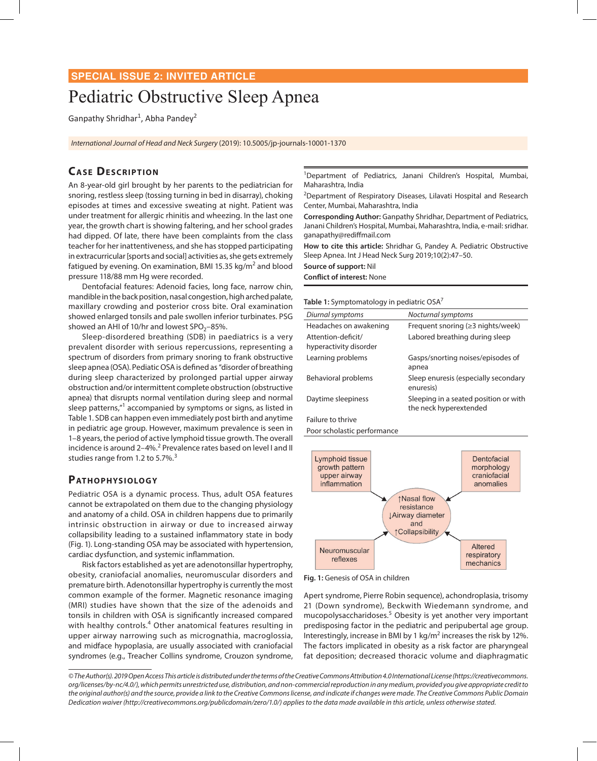**SPECIAL ISSUE 2: INVITED ARTICLE**

# Pediatric Obstructive Sleep Apnea

Ganpathy Shridhar[1], Abha Pandey[2]

*International Journal of Head and Neck Surgery* (2019): 10.5005/jp-journals-10001-1370

## Case Description

An 8-year-old girl brought by her parents to the pediatrician for snoring, restless sleep (tossing turning in bed in disarray), choking episodes at times and excessive sweating at night. Patient was under treatment for allergic rhinitis and wheezing. In the last one year, the growth chart is showing faltering, and her school grades had dipped. Of late, there have been complaints from the class teacher for her inattentiveness, and she has stopped participating in extracurricular [sports and social] activities as, she gets extremely fatigued by evening. On examination, BMI 15.35 kg/$m^2$ and blood pressure 118/88 mm Hg were recorded.

Dentofacial features: Adenoid facies, long face, narrow chin, mandible in the back position, nasal congestion, high arched palate, maxillary crowding and posterior cross bite. Oral examination showed enlarged tonsils and pale swollen inferior turbinates. PSG showed an AHI of 10/hr and lowest $SPO_2$–85%.

Sleep-disordered breathing (SDB) in paediatrics is a very prevalent disorder with serious repercussions, representing a spectrum of disorders from primary snoring to frank obstructive sleep apnea (OSA). Pediatric OSA is defined as "disorder of breathing during sleep characterized by prolonged partial upper airway obstruction and/or intermittent complete obstruction (obstructive apnea) that disrupts normal ventilation during sleep and normal sleep patterns,"[1] accompanied by symptoms or signs, as listed in Table 1. SDB can happen even immediately post birth and anytime in pediatric age group. However, maximum prevalence is seen in 1–8 years, the period of active lymphoid tissue growth. The overall incidence is around 2–4%.[2] Prevalence rates based on level I and II studies range from 1.2 to 5.7%.[3]

## Pathophysiology

Pediatric OSA is a dynamic process. Thus, adult OSA features cannot be extrapolated on them due to the changing physiology and anatomy of a child. OSA in children happens due to primarily intrinsic obstruction in airway or due to increased airway collapsibility leading to a sustained inflammatory state in body (Fig. 1). Long-standing OSA may be associated with hypertension, cardiac dysfunction, and systemic inflammation.

Risk factors established as yet are adenotonsillar hypertrophy, obesity, craniofacial anomalies, neuromuscular disorders and premature birth. Adenotonsillar hypertrophy is currently the most common example of the former. Magnetic resonance imaging (MRI) studies have shown that the size of the adenoids and tonsils in children with OSA is significantly increased compared with healthy controls.[4] Other anatomical features resulting in upper airway narrowing such as micrognathia, macroglossia, and midface hypoplasia, are usually associated with craniofacial syndromes (e.g., Treacher Collins syndrome, Crouzon syndrome, Apert syndrome, Pierre Robin sequence), achondroplasia, trisomy 21 (Down syndrome), Beckwith Wiedemann syndrome, and mucopolysaccharidoses.[5] Obesity is yet another very important predisposing factor in the pediatric and peripubertal age group. Interestingly, increase in BMI by 1 kg/$m^2$ increases the risk by 12%. The factors implicated in obesity as a risk factor are pharyngeal fat deposition; decreased thoracic volume and diaphragmatic

---

[1]Department of Pediatrics, Janani Children's Hospital, Mumbai, Maharashtra, India

[2]Department of Respiratory Diseases, Lilavati Hospital and Research Center, Mumbai, Maharashtra, India

**Corresponding Author:** Ganpathy Shridhar, Department of Pediatrics, Janani Children's Hospital, Mumbai, Maharashtra, India, e-mail: sridhar.ganapathy@rediffmail.com

**How to cite this article:** Shridhar G, Pandey A. Pediatric Obstructive Sleep Apnea. Int J Head Neck Surg 2019;10(2):47–50.

**Source of support:** Nil

**Conflict of interest:** None

---

**Table 1:** Symptomatology in pediatric OSA[7]

| *Diurnal symptoms* | *Nocturnal symptoms* |
|---|---|
| Headaches on awakening | Frequent snoring (≥3 nights/week) |
| Attention-deficit/ hyperactivity disorder | Labored breathing during sleep |
| Learning problems | Gasps/snorting noises/episodes of apnea |
| Behavioral problems | Sleep enuresis (especially secondary enuresis) |
| Daytime sleepiness | Sleeping in a seated position or with the neck hyperextended |
| Failure to thrive | |
| Poor scholastic performance | |

Lymphoid tissue growth pattern upper airway inflammation → ↑Nasal flow resistance ↓Airway diameter and ↑Collapsibility ← Dentofacial morphology craniofacial anomalies

Neuromuscular reflexes → ↑Nasal flow resistance ↓Airway diameter and ↑Collapsibility ← Altered respiratory mechanics

**Fig. 1:** Genesis of OSA in children

---

*© The Author(s). 2019 Open Access This article is distributed under the terms of the Creative Commons Attribution 4.0 International License (https://creativecommons.org/licenses/by-nc/4.0/), which permits unrestricted use, distribution, and non-commercial reproduction in any medium, provided you give appropriate credit to the original author(s) and the source, provide a link to the Creative Commons license, and indicate if changes were made. The Creative Commons Public Domain Dedication waiver (http://creativecommons.org/publicdomain/zero/1.0/) applies to the data made available in this article, unless otherwise stated.*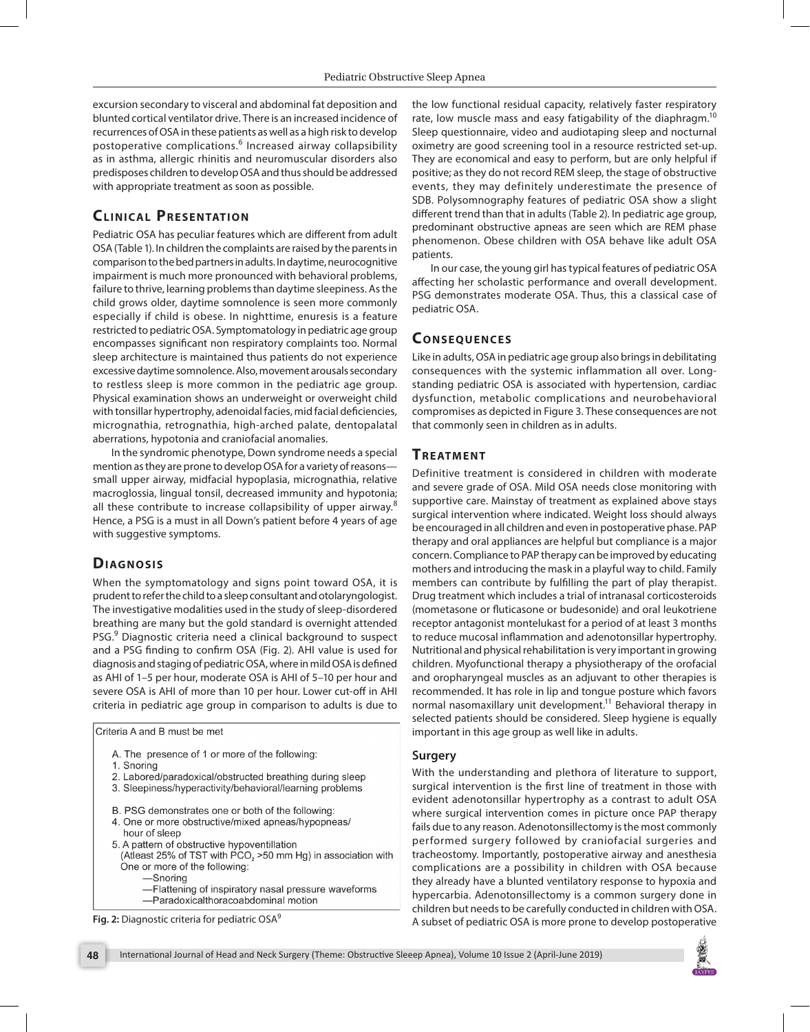excursion secondary to visceral and abdominal fat deposition and blunted cortical ventilator drive. There is an increased incidence of recurrences of OSA in these patients as well as a high risk to develop postoperative complications.[6] Increased airway collapsibility as in asthma, allergic rhinitis and neuromuscular disorders also predisposes children to develop OSA and thus should be addressed with appropriate treatment as soon as possible.

## Clinical Presentation

Pediatric OSA has peculiar features which are different from adult OSA (Table 1). In children the complaints are raised by the parents in comparison to the bed partners in adults. In daytime, neurocognitive impairment is much more pronounced with behavioral problems, failure to thrive, learning problems than daytime sleepiness. As the child grows older, daytime somnolence is seen more commonly especially if child is obese. In nighttime, enuresis is a feature restricted to pediatric OSA. Symptomatology in pediatric age group encompasses significant non respiratory complaints too. Normal sleep architecture is maintained thus patients do not experience excessive daytime somnolence. Also, movement arousals secondary to restless sleep is more common in the pediatric age group. Physical examination shows an underweight or overweight child with tonsillar hypertrophy, adenoidal facies, mid facial deficiencies, micrognathia, retrognathia, high-arched palate, dentopalatal aberrations, hypotonia and craniofacial anomalies.

In the syndromic phenotype, Down syndrome needs a special mention as they are prone to develop OSA for a variety of reasons—small upper airway, midfacial hypoplasia, micrognathia, relative macroglossia, lingual tonsil, decreased immunity and hypotonia; all these contribute to increase collapsibility of upper airway.[8] Hence, a PSG is a must in all Down's patient before 4 years of age with suggestive symptoms.

## Diagnosis

When the symptomatology and signs point toward OSA, it is prudent to refer the child to a sleep consultant and otolaryngologist. The investigative modalities used in the study of sleep-disordered breathing are many but the gold standard is overnight attended PSG.[9] Diagnostic criteria need a clinical background to suspect and a PSG finding to confirm OSA (Fig. 2). AHI value is used for diagnosis and staging of pediatric OSA, where in mild OSA is defined as AHI of 1–5 per hour, moderate OSA is AHI of 5–10 per hour and severe OSA is AHI of more than 10 per hour. Lower cut-off in AHI criteria in pediatric age group in comparison to adults is due to the low functional residual capacity, relatively faster respiratory rate, low muscle mass and easy fatigability of the diaphragm.[10] Sleep questionnaire, video and audiotaping sleep and nocturnal oximetry are good screening tool in a resource restricted set-up. They are economical and easy to perform, but are only helpful if positive; as they do not record REM sleep, the stage of obstructive events, they may definitely underestimate the presence of SDB. Polysomnography features of pediatric OSA show a slight different trend than that in adults (Table 2). In pediatric age group, predominant obstructive apneas are seen which are REM phase phenomenon. Obese children with OSA behave like adult OSA patients.

Criteria A and B must be met

A. The presence of 1 or more of the following:
1. Snoring
2. Labored/paradoxical/obstructed breathing during sleep
3. Sleepiness/hyperactivity/behavioral/learning problems

B. PSG demonstrates one or both of the following:
4. One or more obstructive/mixed apneas/hypopneas/hour of sleep
5. A pattern of obstructive hypoventilation (Atleast 25% of TST with $PCO_2$ >50 mm Hg) in association with One or more of the following:
   - —Snoring
   - —Flattening of inspiratory nasal pressure waveforms
   - —Paradoxicalthoracoabdominal motion

**Fig. 2:** Diagnostic criteria for pediatric OSA[9]

In our case, the young girl has typical features of pediatric OSA affecting her scholastic performance and overall development. PSG demonstrates moderate OSA. Thus, this a classical case of pediatric OSA.

## Consequences

Like in adults, OSA in pediatric age group also brings in debilitating consequences with the systemic inflammation all over. Long-standing pediatric OSA is associated with hypertension, cardiac dysfunction, metabolic complications and neurobehavioral compromises as depicted in Figure 3. These consequences are not that commonly seen in children as in adults.

## Treatment

Definitive treatment is considered in children with moderate and severe grade of OSA. Mild OSA needs close monitoring with supportive care. Mainstay of treatment as explained above stays surgical intervention where indicated. Weight loss should always be encouraged in all children and even in postoperative phase. PAP therapy and oral appliances are helpful but compliance is a major concern. Compliance to PAP therapy can be improved by educating mothers and introducing the mask in a playful way to child. Family members can contribute by fulfilling the part of play therapist. Drug treatment which includes a trial of intranasal corticosteroids (mometasone or fluticasone or budesonide) and oral leukotriene receptor antagonist montelukast for a period of at least 3 months to reduce mucosal inflammation and adenotonsillar hypertrophy. Nutritional and physical rehabilitation is very important in growing children. Myofunctional therapy a physiotherapy of the orofacial and oropharyngeal muscles as an adjuvant to other therapies is recommended. It has role in lip and tongue posture which favors normal nasomaxillary unit development.[11] Behavioral therapy in selected patients should be considered. Sleep hygiene is equally important in this age group as well like in adults.

### Surgery

With the understanding and plethora of literature to support, surgical intervention is the first line of treatment in those with evident adenotonsillar hypertrophy as a contrast to adult OSA where surgical intervention comes in picture once PAP therapy fails due to any reason. Adenotonsillectomy is the most commonly performed surgery followed by craniofacial surgeries and tracheostomy. Importantly, postoperative airway and anesthesia complications are a possibility in children with OSA because they already have a blunted ventilatory response to hypoxia and hypercarbia. Adenotonsillectomy is a common surgery done in children but needs to be carefully conducted in children with OSA. A subset of pediatric OSA is more prone to develop postoperative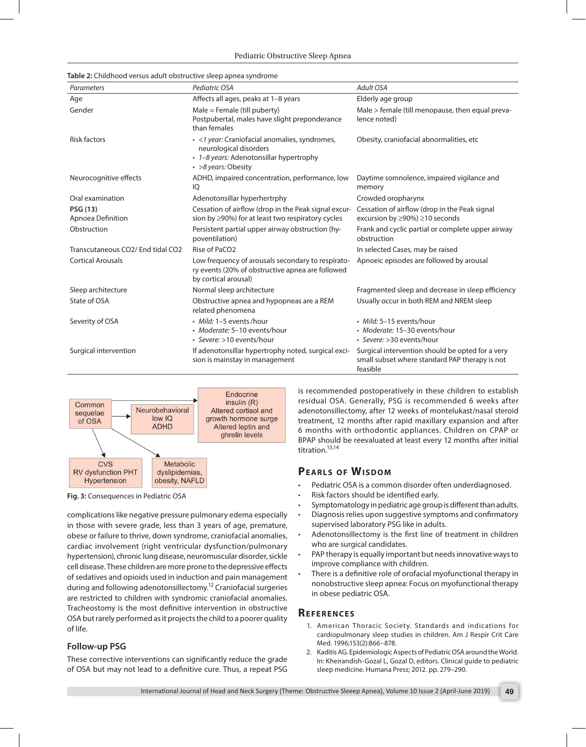**Table 2:** Childhood versus adult obstructive sleep apnea syndrome

| *Parameters* | *Pediatric OSA* | *Adult OSA* |
|---|---|---|
| Age | Affects all ages, peaks at 1–8 years | Elderly age group |
| Gender | Male = Female (till puberty)<br>Postpubertal, males have slight preponderance than females | Male > female (till menopause, then equal prevalence noted) |
| Risk factors | • *<1 year:* Craniofacial anomalies, syndromes, neurological disorders<br>• *1–8 years:* Adenotonsillar hypertrophy<br>• *>8 years:* Obesity | Obesity, craniofacial abnormalities, etc |
| Neurocognitive effects | ADHD, impaired concentration, performance, low IQ | Daytime somnolence, impaired vigilance and memory |
| Oral examination | Adenotonsillar hyperhertrphy | Crowded oropharynx |
| **PSG (13)**<br>Apnoea Definition | Cessation of airflow (drop in the Peak signal excursion by ≥90%) for at least two respiratory cycles | Cessation of airflow (drop in the Peak signal excursion by ≥90%) ≥10 seconds |
| Obstruction | Persistent partial upper airway obstruction (hypoventilation) | Frank and cyclic partial or complete upper airway obstruction |
| Transcutaneous CO2/ End tidal CO2 | Rise of $PaCO_2$ | In selected Cases, may be raised |
| Cortical Arousals | Low frequency of arousals secondary to respiratory events (20% of obstructive apnea are followed by cortical arousal) | Apnoeic episodes are followed by arousal |
| Sleep architecture | Normal sleep architecture | Fragmented sleep and decrease in sleep efficiency |
| State of OSA | Obstructive apnea and hypopneas are a REM related phenomena | Usually occur in both REM and NREM sleep |
| Severity of OSA | • *Mild:* 1–5 events /hour<br>• *Moderate:* 5–10 events/hour<br>• *Severe:* >10 events/hour | • *Mild:* 5–15 events/hour<br>• *Moderate:* 15–30 events/hour<br>• *Severe:* >30 events/hour |
| Surgical intervention | If adenotonsillar hypertrophy noted, surgical excision is mainstay in management | Surgical intervention should be opted for a very small subset where standard PAP therapy is not feasible |

Common sequelae of OSA → Neurobehavioral: low IQ, ADHD; Endocrine: insulin (R), Altered cortisol and growth hormone surge, Altered leptin and ghrelin levels; CVS: RV dysfunction PHT, Hypertension; Metabolic: dyslipidemias, obesity, NAFLD

**Fig. 3:** Consequences in Pediatric OSA

complications like negative pressure pulmonary edema especially in those with severe grade, less than 3 years of age, premature, obese or failure to thrive, down syndrome, craniofacial anomalies, cardiac involvement (right ventricular dysfunction/pulmonary hypertension), chronic lung disease, neuromuscular disorder, sickle cell disease. These children are more prone to the depressive effects of sedatives and opioids used in induction and pain management during and following adenotonsillectomy.[12] Craniofacial surgeries are restricted to children with syndromic craniofacial anomalies. Tracheostomy is the most definitive intervention in obstructive OSA but rarely performed as it projects the child to a poorer quality of life.

### Follow-up PSG

These corrective interventions can significantly reduce the grade of OSA but may not lead to a definitive cure. Thus, a repeat PSG is recommended postoperatively in these children to establish residual OSA. Generally, PSG is recommended 6 weeks after adenotonsillectomy, after 12 weeks of montelukast/nasal steroid treatment, 12 months after rapid maxillary expansion and after 6 months with orthodontic appliances. Children on CPAP or BPAP should be reevaluated at least every 12 months after initial titration.[13,14]

## Pearls of Wisdom

- Pediatric OSA is a common disorder often underdiagnosed.
- Risk factors should be identified early.
- Symptomatology in pediatric age group is different than adults.
- Diagnosis relies upon suggestive symptoms and confirmatory supervised laboratory PSG like in adults.
- Adenotonsillectomy is the first line of treatment in children who are surgical candidates.
- PAP therapy is equally important but needs innovative ways to improve compliance with children.
- There is a definitive role of orofacial myofunctional therapy in nonobstructive sleep apnea: Focus on myofunctional therapy in obese pediatric OSA.

## References

1. American Thoracic Society. Standards and indications for cardiopulmonary sleep studies in children. Am J Respir Crit Care Med. 1996;153(2):866–878.
2. Kaditis AG. Epidemiologic Aspects of Pediatric OSA around the World. In: Kheirandish-Gozal L, Gozal D, editors. Clinical guide to pediatric sleep medicine. Humana Press; 2012. pp. 279–290.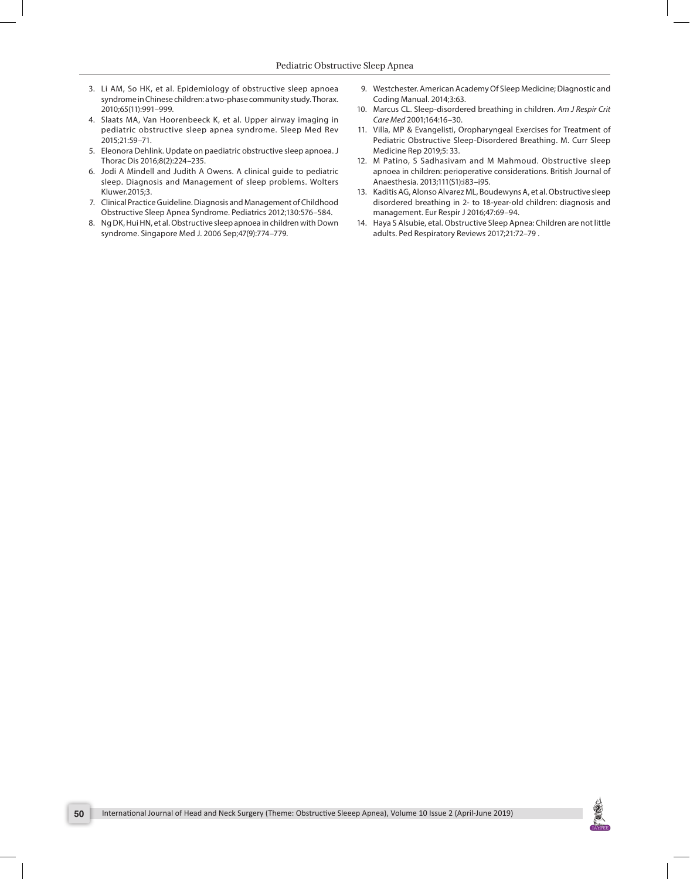3. Li AM, So HK, et al. Epidemiology of obstructive sleep apnoea syndrome in Chinese children: a two-phase community study. Thorax. 2010;65(11):991–999.
4. Slaats MA, Van Hoorenbeeck K, et al. Upper airway imaging in pediatric obstructive sleep apnea syndrome. Sleep Med Rev 2015;21:59–71.
5. Eleonora Dehlink. Update on paediatric obstructive sleep apnoea. J Thorac Dis 2016;8(2):224–235.
6. Jodi A Mindell and Judith A Owens. A clinical guide to pediatric sleep. Diagnosis and Management of sleep problems. Wolters Kluwer.2015;3.
7. Clinical Practice Guideline. Diagnosis and Management of Childhood Obstructive Sleep Apnea Syndrome. Pediatrics 2012;130:576–584.
8. Ng DK, Hui HN, et al. Obstructive sleep apnoea in children with Down syndrome. Singapore Med J. 2006 Sep;47(9):774–779.
9. Westchester. American Academy Of Sleep Medicine; Diagnostic and Coding Manual. 2014;3:63.
10. Marcus CL. Sleep-disordered breathing in children. *Am J Respir Crit Care Med* 2001;164:16–30.
11. Villa, MP & Evangelisti, Oropharyngeal Exercises for Treatment of Pediatric Obstructive Sleep-Disordered Breathing. M. Curr Sleep Medicine Rep 2019;5: 33.
12. M Patino, S Sadhasivam and M Mahmoud. Obstructive sleep apnoea in children: perioperative considerations. British Journal of Anaesthesia. 2013;111(S1):i83–i95.
13. Kaditis AG, Alonso Alvarez ML, Boudewyns A, et al. Obstructive sleep disordered breathing in 2- to 18-year-old children: diagnosis and management. Eur Respir J 2016;47:69–94.
14. Haya S Alsubie, etal. Obstructive Sleep Apnea: Children are not little adults. Ped Respiratory Reviews 2017;21:72–79 .